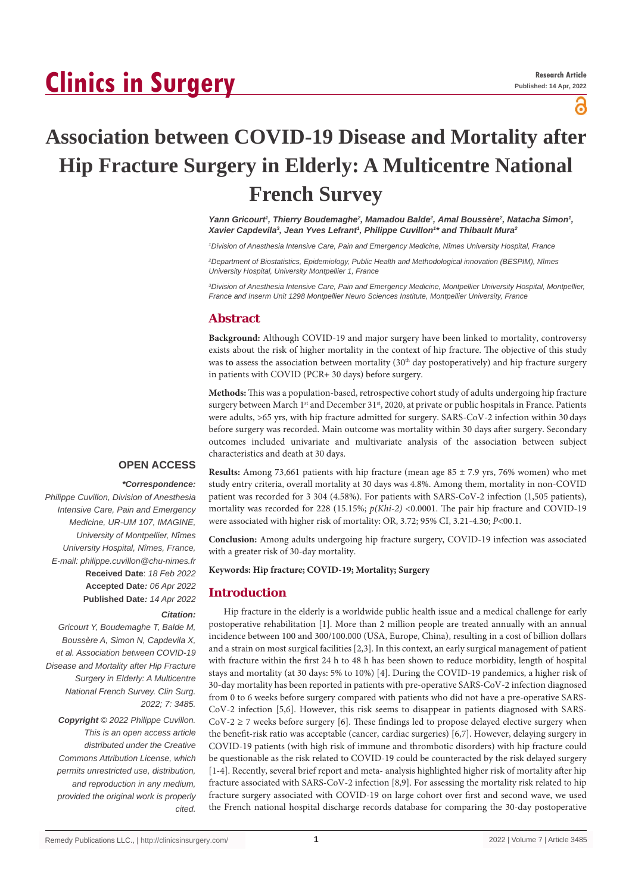# Clinics in Surgery

Research Article
Published: 14 Apr, 2022

# Association between COVID-19 Disease and Mortality after Hip Fracture Surgery in Elderly: A Multicentre National French Survey

*Yann Gricourt[1], Thierry Boudemaghe[2], Mamadou Balde[2], Amal Boussère[2], Natacha Simon[1], Xavier Capdevila[3], Jean Yves Lefrant[1], Philippe Cuvillon[1]\* and Thibault Mura[2]*

[1]Division of Anesthesia Intensive Care, Pain and Emergency Medicine, Nîmes University Hospital, France

[2]Department of Biostatistics, Epidemiology, Public Health and Methodological innovation (BESPIM), Nîmes University Hospital, University Montpellier 1, France

[3]Division of Anesthesia Intensive Care, Pain and Emergency Medicine, Montpellier University Hospital, Montpellier, France and Inserm Unit 1298 Montpellier Neuro Sciences Institute, Montpellier University, France

## Abstract

**Background:** Although COVID-19 and major surgery have been linked to mortality, controversy exists about the risk of higher mortality in the context of hip fracture. The objective of this study was to assess the association between mortality (30th day postoperatively) and hip fracture surgery in patients with COVID (PCR+ 30 days) before surgery.

**Methods:** This was a population-based, retrospective cohort study of adults undergoing hip fracture surgery between March 1st and December 31st, 2020, at private or public hospitals in France. Patients were adults, >65 yrs, with hip fracture admitted for surgery. SARS-CoV-2 infection within 30 days before surgery was recorded. Main outcome was mortality within 30 days after surgery. Secondary outcomes included univariate and multivariate analysis of the association between subject characteristics and death at 30 days.

**Results:** Among 73,661 patients with hip fracture (mean age 85 ± 7.9 yrs, 76% women) who met study entry criteria, overall mortality at 30 days was 4.8%. Among them, mortality in non-COVID patient was recorded for 3 304 (4.58%). For patients with SARS-CoV-2 infection (1,505 patients), mortality was recorded for 228 (15.15%; *p(Khi-2)* <0.0001. The pair hip fracture and COVID-19 were associated with higher risk of mortality: OR, 3.72; 95% CI, 3.21-4.30; *P*<00.1.

**Conclusion:** Among adults undergoing hip fracture surgery, COVID-19 infection was associated with a greater risk of 30-day mortality.

**Keywords: Hip fracture; COVID-19; Mortality; Surgery**

**OPEN ACCESS**

***Correspondence:***

*Philippe Cuvillon, Division of Anesthesia Intensive Care, Pain and Emergency Medicine, UR-UM 107, IMAGINE, University of Montpellier, Nîmes University Hospital, Nîmes, France, E-mail: philippe.cuvillon@chu-nimes.fr*

**Received Date**: *18 Feb 2022*

**Accepted Date***: 06 Apr 2022*

**Published Date***: 14 Apr 2022*

***Citation:***

*Gricourt Y, Boudemaghe T, Balde M, Boussère A, Simon N, Capdevila X, et al. Association between COVID-19 Disease and Mortality after Hip Fracture Surgery in Elderly: A Multicentre National French Survey. Clin Surg. 2022; 7: 3485.*

***Copyright** © 2022 Philippe Cuvillon. This is an open access article distributed under the Creative Commons Attribution License, which permits unrestricted use, distribution, and reproduction in any medium, provided the original work is properly cited.*

## Introduction

Hip fracture in the elderly is a worldwide public health issue and a medical challenge for early postoperative rehabilitation [1]. More than 2 million people are treated annually with an annual incidence between 100 and 300/100.000 (USA, Europe, China), resulting in a cost of billion dollars and a strain on most surgical facilities [2,3]. In this context, an early surgical management of patient with fracture within the first 24 h to 48 h has been shown to reduce morbidity, length of hospital stays and mortality (at 30 days: 5% to 10%) [4]. During the COVID-19 pandemics, a higher risk of 30-day mortality has been reported in patients with pre-operative SARS-CoV-2 infection diagnosed from 0 to 6 weeks before surgery compared with patients who did not have a pre-operative SARS-CoV-2 infection [5,6]. However, this risk seems to disappear in patients diagnosed with SARS-CoV-2 ≥ 7 weeks before surgery [6]. These findings led to propose delayed elective surgery when the benefit-risk ratio was acceptable (cancer, cardiac surgeries) [6,7]. However, delaying surgery in COVID-19 patients (with high risk of immune and thrombotic disorders) with hip fracture could be questionable as the risk related to COVID-19 could be counteracted by the risk delayed surgery [1-4]. Recently, several brief report and meta- analysis highlighted higher risk of mortality after hip fracture associated with SARS-CoV-2 infection [8,9]. For assessing the mortality risk related to hip fracture surgery associated with COVID-19 on large cohort over first and second wave, we used the French national hospital discharge records database for comparing the 30-day postoperative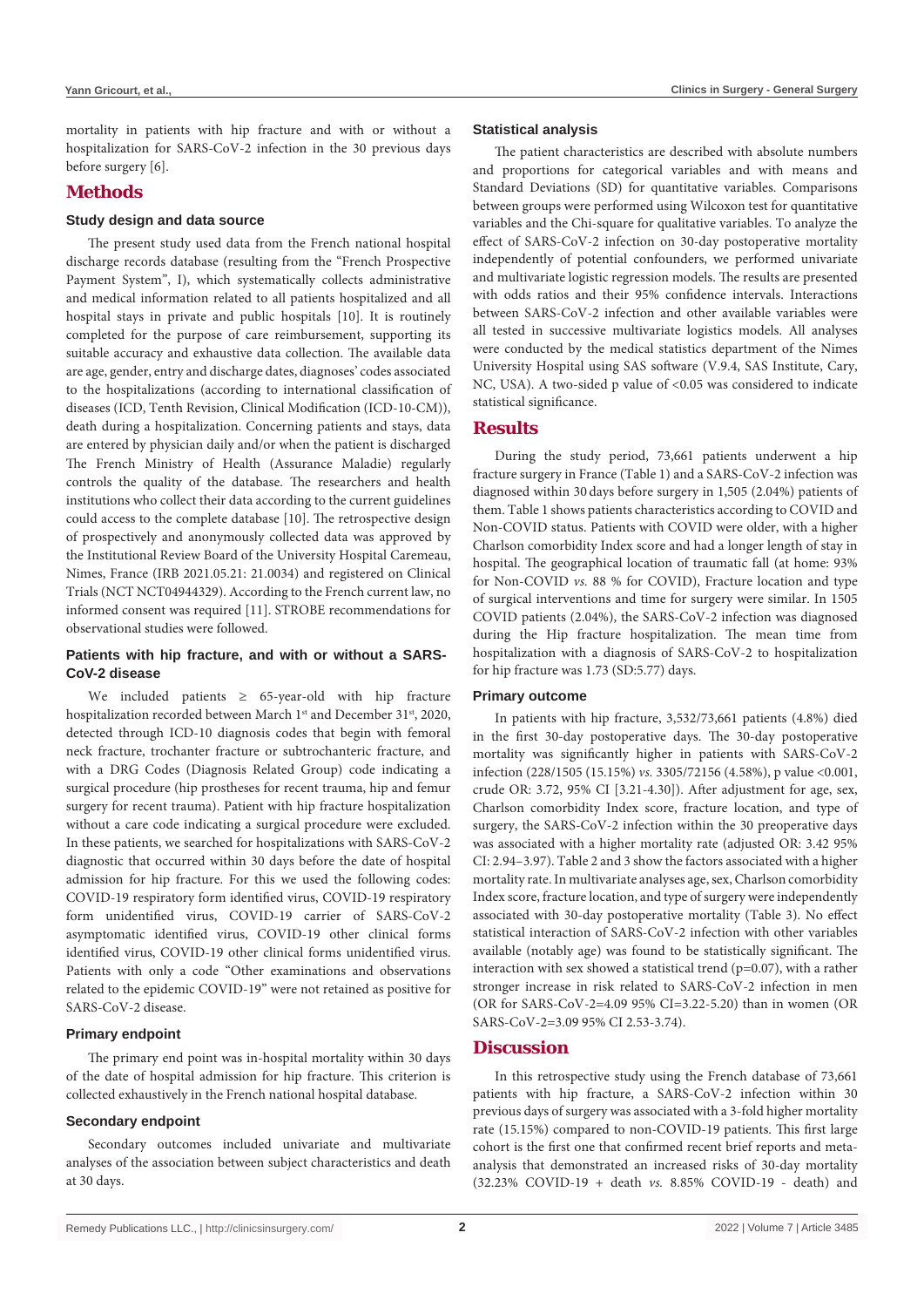mortality in patients with hip fracture and with or without a hospitalization for SARS-CoV-2 infection in the 30 previous days before surgery [6].

## Methods

### Study design and data source

The present study used data from the French national hospital discharge records database (resulting from the "French Prospective Payment System", I), which systematically collects administrative and medical information related to all patients hospitalized and all hospital stays in private and public hospitals [10]. It is routinely completed for the purpose of care reimbursement, supporting its suitable accuracy and exhaustive data collection. The available data are age, gender, entry and discharge dates, diagnoses' codes associated to the hospitalizations (according to international classification of diseases (ICD, Tenth Revision, Clinical Modification (ICD-10-CM)), death during a hospitalization. Concerning patients and stays, data are entered by physician daily and/or when the patient is discharged The French Ministry of Health (Assurance Maladie) regularly controls the quality of the database. The researchers and health institutions who collect their data according to the current guidelines could access to the complete database [10]. The retrospective design of prospectively and anonymously collected data was approved by the Institutional Review Board of the University Hospital Caremeau, Nimes, France (IRB 2021.05.21: 21.0034) and registered on Clinical Trials (NCT NCT04944329). According to the French current law, no informed consent was required [11]. STROBE recommendations for observational studies were followed.

### Patients with hip fracture, and with or without a SARS-CoV-2 disease

We included patients ≥ 65-year-old with hip fracture hospitalization recorded between March 1st and December 31st, 2020, detected through ICD-10 diagnosis codes that begin with femoral neck fracture, trochanter fracture or subtrochanteric fracture, and with a DRG Codes (Diagnosis Related Group) code indicating a surgical procedure (hip prostheses for recent trauma, hip and femur surgery for recent trauma). Patient with hip fracture hospitalization without a care code indicating a surgical procedure were excluded. In these patients, we searched for hospitalizations with SARS-CoV-2 diagnostic that occurred within 30 days before the date of hospital admission for hip fracture. For this we used the following codes: COVID-19 respiratory form identified virus, COVID-19 respiratory form unidentified virus, COVID-19 carrier of SARS-CoV-2 asymptomatic identified virus, COVID-19 other clinical forms identified virus, COVID-19 other clinical forms unidentified virus. Patients with only a code "Other examinations and observations related to the epidemic COVID-19" were not retained as positive for SARS-CoV-2 disease.

### Primary endpoint

The primary end point was in-hospital mortality within 30 days of the date of hospital admission for hip fracture. This criterion is collected exhaustively in the French national hospital database.

### Secondary endpoint

Secondary outcomes included univariate and multivariate analyses of the association between subject characteristics and death at 30 days.

### Statistical analysis

The patient characteristics are described with absolute numbers and proportions for categorical variables and with means and Standard Deviations (SD) for quantitative variables. Comparisons between groups were performed using Wilcoxon test for quantitative variables and the Chi-square for qualitative variables. To analyze the effect of SARS-CoV-2 infection on 30-day postoperative mortality independently of potential confounders, we performed univariate and multivariate logistic regression models. The results are presented with odds ratios and their 95% confidence intervals. Interactions between SARS-CoV-2 infection and other available variables were all tested in successive multivariate logistics models. All analyses were conducted by the medical statistics department of the Nimes University Hospital using SAS software (V.9.4, SAS Institute, Cary, NC, USA). A two-sided p value of <0.05 was considered to indicate statistical significance.

## Results

During the study period, 73,661 patients underwent a hip fracture surgery in France (Table 1) and a SARS-CoV-2 infection was diagnosed within 30 days before surgery in 1,505 (2.04%) patients of them. Table 1 shows patients characteristics according to COVID and Non-COVID status. Patients with COVID were older, with a higher Charlson comorbidity Index score and had a longer length of stay in hospital. The geographical location of traumatic fall (at home: 93% for Non-COVID *vs.* 88 % for COVID), Fracture location and type of surgical interventions and time for surgery were similar. In 1505 COVID patients (2.04%), the SARS-CoV-2 infection was diagnosed during the Hip fracture hospitalization. The mean time from hospitalization with a diagnosis of SARS-CoV-2 to hospitalization for hip fracture was 1.73 (SD:5.77) days.

### Primary outcome

In patients with hip fracture, 3,532/73,661 patients (4.8%) died in the first 30-day postoperative days. The 30-day postoperative mortality was significantly higher in patients with SARS-CoV-2 infection (228/1505 (15.15%) *vs.* 3305/72156 (4.58%), p value <0.001, crude OR: 3.72, 95% CI [3.21-4.30]). After adjustment for age, sex, Charlson comorbidity Index score, fracture location, and type of surgery, the SARS-CoV-2 infection within the 30 preoperative days was associated with a higher mortality rate (adjusted OR: 3.42 95% CI: 2.94–3.97). Table 2 and 3 show the factors associated with a higher mortality rate. In multivariate analyses age, sex, Charlson comorbidity Index score, fracture location, and type of surgery were independently associated with 30-day postoperative mortality (Table 3). No effect statistical interaction of SARS-CoV-2 infection with other variables available (notably age) was found to be statistically significant. The interaction with sex showed a statistical trend (p=0.07), with a rather stronger increase in risk related to SARS-CoV-2 infection in men (OR for SARS-CoV-2=4.09 95% CI=3.22-5.20) than in women (OR SARS-CoV-2=3.09 95% CI 2.53-3.74).

## Discussion

In this retrospective study using the French database of 73,661 patients with hip fracture, a SARS-CoV-2 infection within 30 previous days of surgery was associated with a 3-fold higher mortality rate (15.15%) compared to non-COVID-19 patients. This first large cohort is the first one that confirmed recent brief reports and meta-analysis that demonstrated an increased risks of 30-day mortality (32.23% COVID-19 + death *vs.* 8.85% COVID-19 - death) and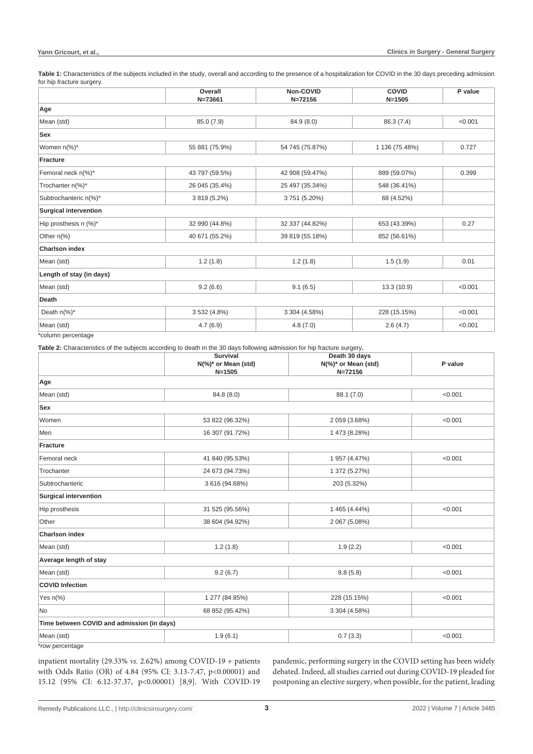**Table 1:** Characteristics of the subjects included in the study, overall and according to the presence of a hospitalization for COVID in the 30 days preceding admission for hip fracture surgery.

| | Overall N=73661 | Non-COVID N=72156 | COVID N=1505 | P value |
|---|---|---|---|---|
| **Age** | | | | |
| Mean (std) | 85.0 (7.9) | 84.9 (8.0) | 86.3 (7.4) | <0.001 |
| **Sex** | | | | |
| Women n(%)* | 55 881 (75.9%) | 54 745 (75.87%) | 1 136 (75.48%) | 0.727 |
| **Fracture** | | | | |
| Femoral neck n(%)* | 43 797 (59.5%) | 42 908 (59.47%) | 889 (59.07%) | 0.399 |
| Trochanter n(%)* | 26 045 (35.4%) | 25 497 (35.34%) | 548 (36.41%) | |
| Subtrochanteric n(%)* | 3 819 (5.2%) | 3 751 (5.20%) | 68 (4.52%) | |
| **Surgical intervention** | | | | |
| Hip prosthesis n (%)* | 32 990 (44.8%) | 32 337 (44.82%) | 653 (43.39%) | 0.27 |
| Other n(%) | 40 671 (55.2%) | 39 819 (55.18%) | 852 (56.61%) | |
| **Charlson index** | | | | |
| Mean (std) | 1.2 (1.8) | 1.2 (1.8) | 1.5 (1.9) | 0.01 |
| **Length of stay (in days)** | | | | |
| Mean (std) | 9.2 (6.6) | 9.1 (6.5) | 13.3 (10.9) | <0.001 |
| **Death** | | | | |
| Death n(%)* | 3 532 (4.8%) | 3 304 (4.58%) | 228 (15.15%) | <0.001 |
| Mean (std) | 4.7 (6.9) | 4.8 (7.0) | 2.6 (4.7) | <0.001 |

*column percentage

**Table 2:** Characteristics of the subjects according to death in the 30 days following admission for hip fracture surgery.

| | Survival N(%)* or Mean (std) N=1505 | Death 30 days N(%)* or Mean (std) N=72156 | P value |
|---|---|---|---|
| **Age** | | | |
| Mean (std) | 84.8 (8.0) | 88.1 (7.0) | <0.001 |
| **Sex** | | | |
| Women | 53 822 (96.32%) | 2 059 (3.68%) | <0.001 |
| Men | 16 307 (91.72%) | 1 473 (8.28%) | |
| **Fracture** | | | |
| Femoral neck | 41 840 (95.53%) | 1 957 (4.47%) | <0.001 |
| Trochanter | 24 673 (94.73%) | 1 372 (5.27%) | |
| Subtrochanteric | 3 616 (94.68%) | 203 (5.32%) | |
| **Surgical intervention** | | | |
| Hip prosthesis | 31 525 (95.56%) | 1 465 (4.44%) | <0.001 |
| Other | 38 604 (94.92%) | 2 067 (5.08%) | |
| **Charlson index** | | | |
| Mean (std) | 1.2 (1.8) | 1.9 (2.2) | <0.001 |
| **Average length of stay** | | | |
| Mean (std) | 9.2 (6.7) | 8.8 (5.8) | <0.001 |
| **COVID Infection** | | | |
| Yes n(%) | 1 277 (84.85%) | 228 (15.15%) | <0.001 |
| No | 68 852 (95.42%) | 3 304 (4.58%) | |
| **Time between COVID and admission (in days)** | | | |
| Mean (std) | 1.9 (6.1) | 0.7 (3.3) | <0.001 |

*row percentage

inpatient mortality (29.33% *vs.* 2.62%) among COVID-19 + patients with Odds Ratio (OR) of 4.84 (95% CI: 3.13-7.47, p<0.00001) and 15.12 (95% CI: 6.12-37.37, p<0.00001) [8,9]. With COVID-19 pandemic, performing surgery in the COVID setting has been widely debated. Indeed, all studies carried out during COVID-19 pleaded for postponing an elective surgery, when possible, for the patient, leading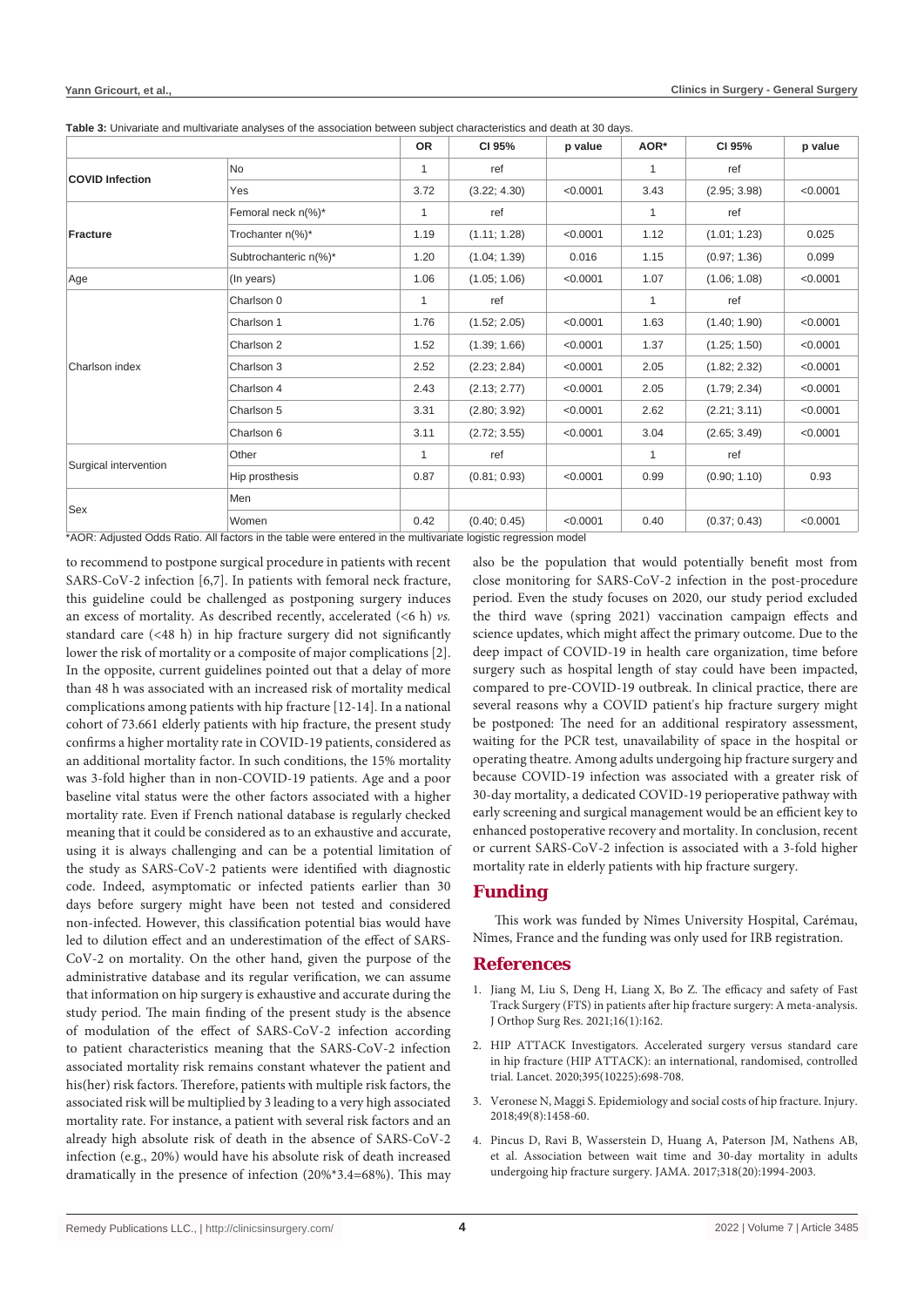**Table 3:** Univariate and multivariate analyses of the association between subject characteristics and death at 30 days.

| | | OR | CI 95% | p value | AOR* | CI 95% | p value |
|---|---|---|---|---|---|---|---|
| **COVID Infection** | No | 1 | ref | | 1 | ref | |
| | Yes | 3.72 | (3.22; 4.30) | <0.0001 | 3.43 | (2.95; 3.98) | <0.0001 |
| **Fracture** | Femoral neck n(%)* | 1 | ref | | 1 | ref | |
| | Trochanter n(%)* | 1.19 | (1.11; 1.28) | <0.0001 | 1.12 | (1.01; 1.23) | 0.025 |
| | Subtrochanteric n(%)* | 1.20 | (1.04; 1.39) | 0.016 | 1.15 | (0.97; 1.36) | 0.099 |
| Age | (In years) | 1.06 | (1.05; 1.06) | <0.0001 | 1.07 | (1.06; 1.08) | <0.0001 |
| Charlson index | Charlson 0 | 1 | ref | | 1 | ref | |
| | Charlson 1 | 1.76 | (1.52; 2.05) | <0.0001 | 1.63 | (1.40; 1.90) | <0.0001 |
| | Charlson 2 | 1.52 | (1.39; 1.66) | <0.0001 | 1.37 | (1.25; 1.50) | <0.0001 |
| | Charlson 3 | 2.52 | (2.23; 2.84) | <0.0001 | 2.05 | (1.82; 2.32) | <0.0001 |
| | Charlson 4 | 2.43 | (2.13; 2.77) | <0.0001 | 2.05 | (1.79; 2.34) | <0.0001 |
| | Charlson 5 | 3.31 | (2.80; 3.92) | <0.0001 | 2.62 | (2.21; 3.11) | <0.0001 |
| | Charlson 6 | 3.11 | (2.72; 3.55) | <0.0001 | 3.04 | (2.65; 3.49) | <0.0001 |
| Surgical intervention | Other | 1 | ref | | 1 | ref | |
| | Hip prosthesis | 0.87 | (0.81; 0.93) | <0.0001 | 0.99 | (0.90; 1.10) | 0.93 |
| Sex | Men | | | | | | |
| | Women | 0.42 | (0.40; 0.45) | <0.0001 | 0.40 | (0.37; 0.43) | <0.0001 |

*AOR: Adjusted Odds Ratio. All factors in the table were entered in the multivariate logistic regression model

to recommend to postpone surgical procedure in patients with recent SARS-CoV-2 infection [6,7]. In patients with femoral neck fracture, this guideline could be challenged as postponing surgery induces an excess of mortality. As described recently, accelerated (<6 h) *vs.* standard care (<48 h) in hip fracture surgery did not significantly lower the risk of mortality or a composite of major complications [2]. In the opposite, current guidelines pointed out that a delay of more than 48 h was associated with an increased risk of mortality medical complications among patients with hip fracture [12-14]. In a national cohort of 73.661 elderly patients with hip fracture, the present study confirms a higher mortality rate in COVID-19 patients, considered as an additional mortality factor. In such conditions, the 15% mortality was 3-fold higher than in non-COVID-19 patients. Age and a poor baseline vital status were the other factors associated with a higher mortality rate. Even if French national database is regularly checked meaning that it could be considered as to an exhaustive and accurate, using it is always challenging and can be a potential limitation of the study as SARS-CoV-2 patients were identified with diagnostic code. Indeed, asymptomatic or infected patients earlier than 30 days before surgery might have been not tested and considered non-infected. However, this classification potential bias would have led to dilution effect and an underestimation of the effect of SARS-CoV-2 on mortality. On the other hand, given the purpose of the administrative database and its regular verification, we can assume that information on hip surgery is exhaustive and accurate during the study period. The main finding of the present study is the absence of modulation of the effect of SARS-CoV-2 infection according to patient characteristics meaning that the SARS-CoV-2 infection associated mortality risk remains constant whatever the patient and his(her) risk factors. Therefore, patients with multiple risk factors, the associated risk will be multiplied by 3 leading to a very high associated mortality rate. For instance, a patient with several risk factors and an already high absolute risk of death in the absence of SARS-CoV-2 infection (e.g., 20%) would have his absolute risk of death increased dramatically in the presence of infection (20%*3.4=68%). This may also be the population that would potentially benefit most from close monitoring for SARS-CoV-2 infection in the post-procedure period. Even the study focuses on 2020, our study period excluded the third wave (spring 2021) vaccination campaign effects and science updates, which might affect the primary outcome. Due to the deep impact of COVID-19 in health care organization, time before surgery such as hospital length of stay could have been impacted, compared to pre-COVID-19 outbreak. In clinical practice, there are several reasons why a COVID patient's hip fracture surgery might be postponed: The need for an additional respiratory assessment, waiting for the PCR test, unavailability of space in the hospital or operating theatre. Among adults undergoing hip fracture surgery and because COVID-19 infection was associated with a greater risk of 30-day mortality, a dedicated COVID-19 perioperative pathway with early screening and surgical management would be an efficient key to enhanced postoperative recovery and mortality. In conclusion, recent or current SARS-CoV-2 infection is associated with a 3-fold higher mortality rate in elderly patients with hip fracture surgery.

## Funding

This work was funded by Nîmes University Hospital, Carémau, Nîmes, France and the funding was only used for IRB registration.

## References

1. Jiang M, Liu S, Deng H, Liang X, Bo Z. The efficacy and safety of Fast Track Surgery (FTS) in patients after hip fracture surgery: A meta-analysis. J Orthop Surg Res. 2021;16(1):162.
2. HIP ATTACK Investigators. Accelerated surgery versus standard care in hip fracture (HIP ATTACK): an international, randomised, controlled trial. Lancet. 2020;395(10225):698-708.
3. Veronese N, Maggi S. Epidemiology and social costs of hip fracture. Injury. 2018;49(8):1458-60.
4. Pincus D, Ravi B, Wasserstein D, Huang A, Paterson JM, Nathens AB, et al. Association between wait time and 30-day mortality in adults undergoing hip fracture surgery. JAMA. 2017;318(20):1994-2003.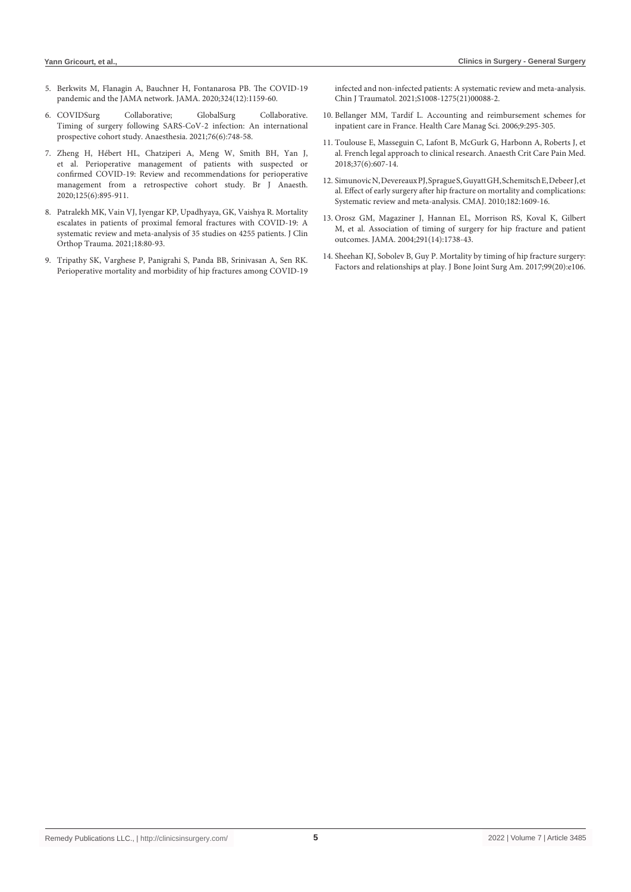5. Berkwits M, Flanagin A, Bauchner H, Fontanarosa PB. The COVID-19 pandemic and the JAMA network. JAMA. 2020;324(12):1159-60.

6. COVIDSurg Collaborative; GlobalSurg Collaborative. Timing of surgery following SARS-CoV-2 infection: An international prospective cohort study. Anaesthesia. 2021;76(6):748-58.

7. Zheng H, Hébert HL, Chatziperi A, Meng W, Smith BH, Yan J, et al. Perioperative management of patients with suspected or confirmed COVID-19: Review and recommendations for perioperative management from a retrospective cohort study. Br J Anaesth. 2020;125(6):895-911.

8. Patralekh MK, Vain VJ, Iyengar KP, Upadhyaya, GK, Vaishya R. Mortality escalates in patients of proximal femoral fractures with COVID-19: A systematic review and meta-analysis of 35 studies on 4255 patients. J Clin Orthop Trauma. 2021;18:80-93.

9. Tripathy SK, Varghese P, Panigrahi S, Panda BB, Srinivasan A, Sen RK. Perioperative mortality and morbidity of hip fractures among COVID-19 infected and non-infected patients: A systematic review and meta-analysis. Chin J Traumatol. 2021;S1008-1275(21)00088-2.

10. Bellanger MM, Tardif L. Accounting and reimbursement schemes for inpatient care in France. Health Care Manag Sci. 2006;9:295-305.

11. Toulouse E, Masseguin C, Lafont B, McGurk G, Harbonn A, Roberts J, et al. French legal approach to clinical research. Anaesth Crit Care Pain Med. 2018;37(6):607-14.

12. Simunovic N, Devereaux PJ, Sprague S, Guyatt GH, Schemitsch E, Debeer J, et al. Effect of early surgery after hip fracture on mortality and complications: Systematic review and meta-analysis. CMAJ. 2010;182:1609-16.

13. Orosz GM, Magaziner J, Hannan EL, Morrison RS, Koval K, Gilbert M, et al. Association of timing of surgery for hip fracture and patient outcomes. JAMA. 2004;291(14):1738-43.

14. Sheehan KJ, Sobolev B, Guy P. Mortality by timing of hip fracture surgery: Factors and relationships at play. J Bone Joint Surg Am. 2017;99(20):e106.